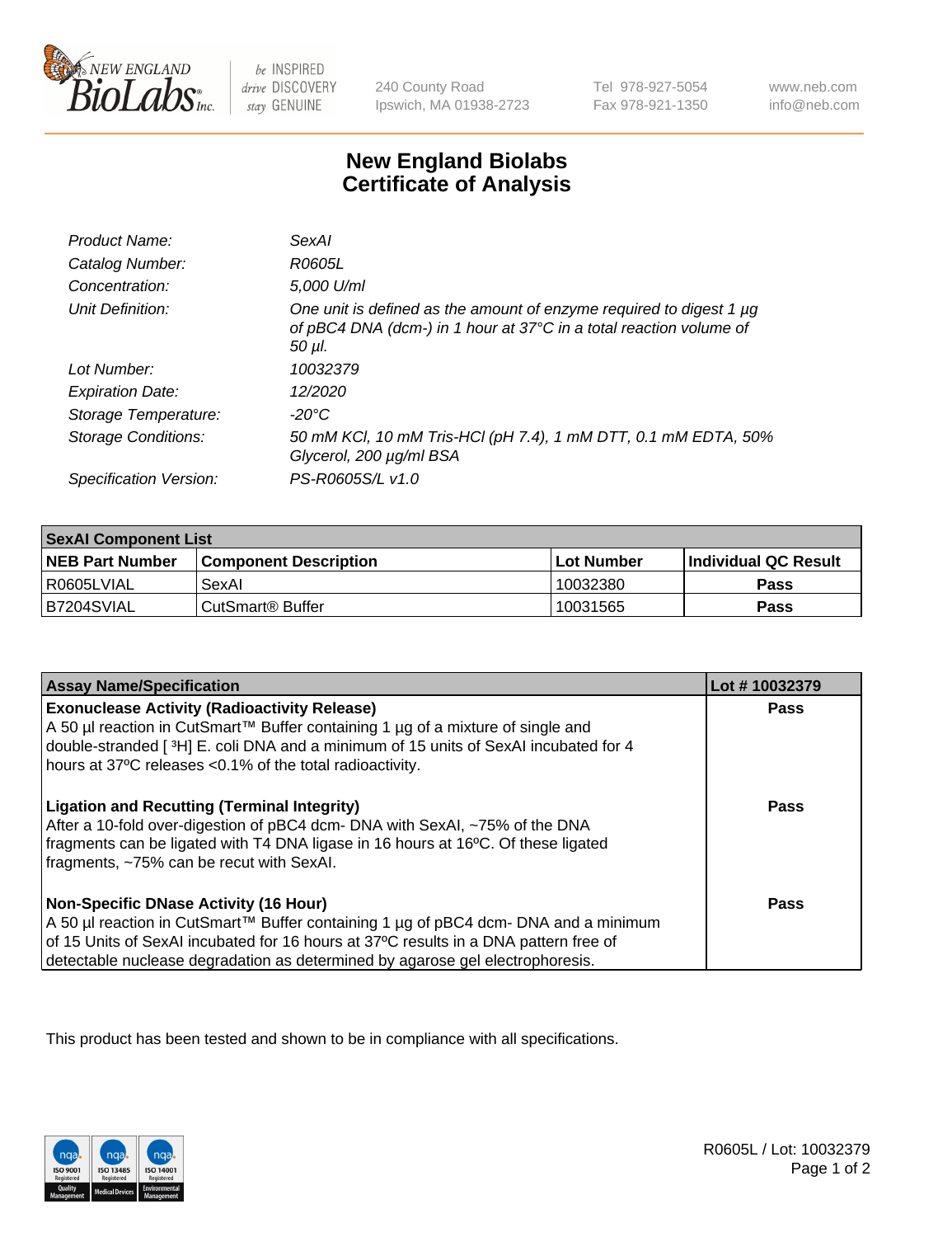# New England Biolabs
## Certificate of Analysis

| | |
|---|---|
| *Product Name:* | *SexAI* |
| *Catalog Number:* | *R0605L* |
| *Concentration:* | *5,000 U/ml* |
| *Unit Definition:* | *One unit is defined as the amount of enzyme required to digest 1 µg of pBC4 DNA (dcm-) in 1 hour at 37°C in a total reaction volume of 50 µl.* |
| *Lot Number:* | *10032379* |
| *Expiration Date:* | *12/2020* |
| *Storage Temperature:* | *-20°C* |
| *Storage Conditions:* | *50 mM KCl, 10 mM Tris-HCl (pH 7.4), 1 mM DTT, 0.1 mM EDTA, 50% Glycerol, 200 µg/ml BSA* |
| *Specification Version:* | *PS-R0605S/L v1.0* |

| SexAI Component List | | | |
|---|---|---|---|
| **NEB Part Number** | **Component Description** | **Lot Number** | **Individual QC Result** |
| R0605LVIAL | SexAI | 10032380 | **Pass** |
| B7204SVIAL | CutSmart® Buffer | 10031565 | **Pass** |

| Assay Name/Specification | Lot # 10032379 |
|---|---|
| **Exonuclease Activity (Radioactivity Release)** A 50 µl reaction in CutSmart™ Buffer containing 1 µg of a mixture of single and double-stranded [ $^3$H] E. coli DNA and a minimum of 15 units of SexAI incubated for 4 hours at 37ºC releases <0.1% of the total radioactivity. | **Pass** |
| **Ligation and Recutting (Terminal Integrity)** After a 10-fold over-digestion of pBC4 dcm- DNA with SexAI, ~75% of the DNA fragments can be ligated with T4 DNA ligase in 16 hours at 16ºC. Of these ligated fragments, ~75% can be recut with SexAI. | **Pass** |
| **Non-Specific DNase Activity (16 Hour)** A 50 µl reaction in CutSmart™ Buffer containing 1 µg of pBC4 dcm- DNA and a minimum of 15 Units of SexAI incubated for 16 hours at 37ºC results in a DNA pattern free of detectable nuclease degradation as determined by agarose gel electrophoresis. | **Pass** |

This product has been tested and shown to be in compliance with all specifications.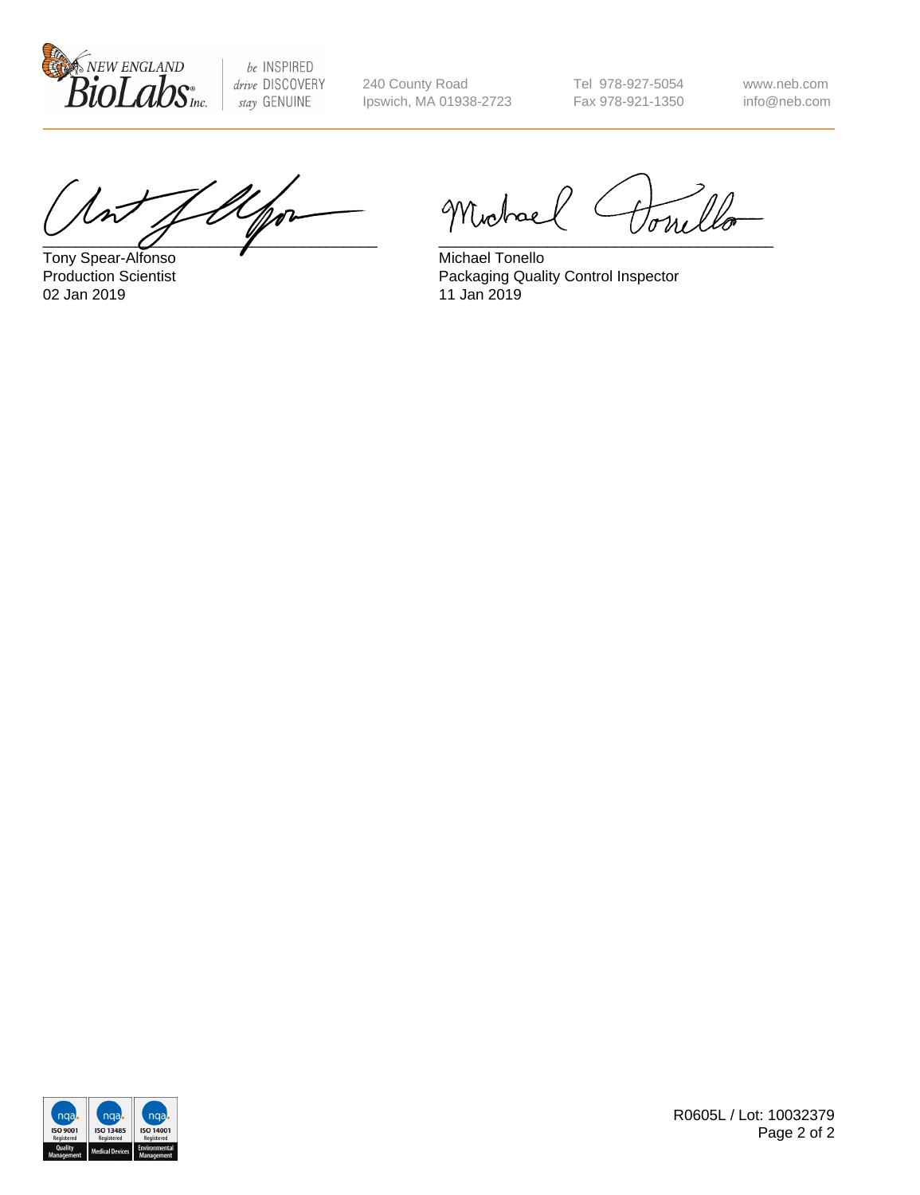240 County Road
Ipswich, MA 01938-2723

Tel 978-927-5054
Fax 978-921-1350

www.neb.com
info@neb.com

Tony Spear-Alfonso
Production Scientist
02 Jan 2019

Michael Tonello
Packaging Quality Control Inspector
11 Jan 2019

R0605L / Lot: 10032379